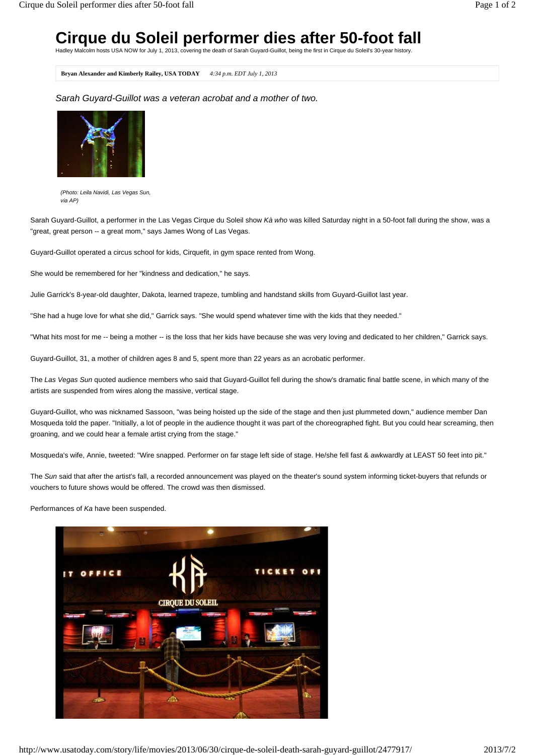# Cirque du Soleil performer dies after 50-foot fall

Hadley Malcolm hosts USA NOW for July 1, 2013, covering the death of Sarah Guyard-Guillot, being the first in Cirque du Soleil's 30-year history.

**Bryan Alexander and Kimberly Railey, USA TODAY** *4:34 p.m. EDT July 1, 2013*

*Sarah Guyard-Guillot was a veteran acrobat and a mother of two.*

*(Photo: Leila Navidi, Las Vegas Sun, via AP)*

Sarah Guyard-Guillot, a performer in the Las Vegas Cirque du Soleil show *Kà who* was killed Saturday night in a 50-foot fall during the show, was a "great, great person -- a great mom," says James Wong of Las Vegas.

Guyard-Guillot operated a circus school for kids, Cirquefit, in gym space rented from Wong.

She would be remembered for her "kindness and dedication," he says.

Julie Garrick's 8-year-old daughter, Dakota, learned trapeze, tumbling and handstand skills from Guyard-Guillot last year.

"She had a huge love for what she did," Garrick says. "She would spend whatever time with the kids that they needed."

"What hits most for me -- being a mother -- is the loss that her kids have because she was very loving and dedicated to her children," Garrick says.

Guyard-Guillot, 31, a mother of children ages 8 and 5, spent more than 22 years as an acrobatic performer.

The *Las Vegas Sun* quoted audience members who said that Guyard-Guillot fell during the show's dramatic final battle scene, in which many of the artists are suspended from wires along the massive, vertical stage.

Guyard-Guillot, who was nicknamed Sassoon, "was being hoisted up the side of the stage and then just plummeted down," audience member Dan Mosqueda told the paper. "Initially, a lot of people in the audience thought it was part of the choreographed fight. But you could hear screaming, then groaning, and we could hear a female artist crying from the stage."

Mosqueda's wife, Annie, tweeted: "Wire snapped. Performer on far stage left side of stage. He/she fell fast & awkwardly at LEAST 50 feet into pit."

The *Sun* said that after the artist's fall, a recorded announcement was played on the theater's sound system informing ticket-buyers that refunds or vouchers to future shows would be offered. The crowd was then dismissed.

Performances of *Ka* have been suspended.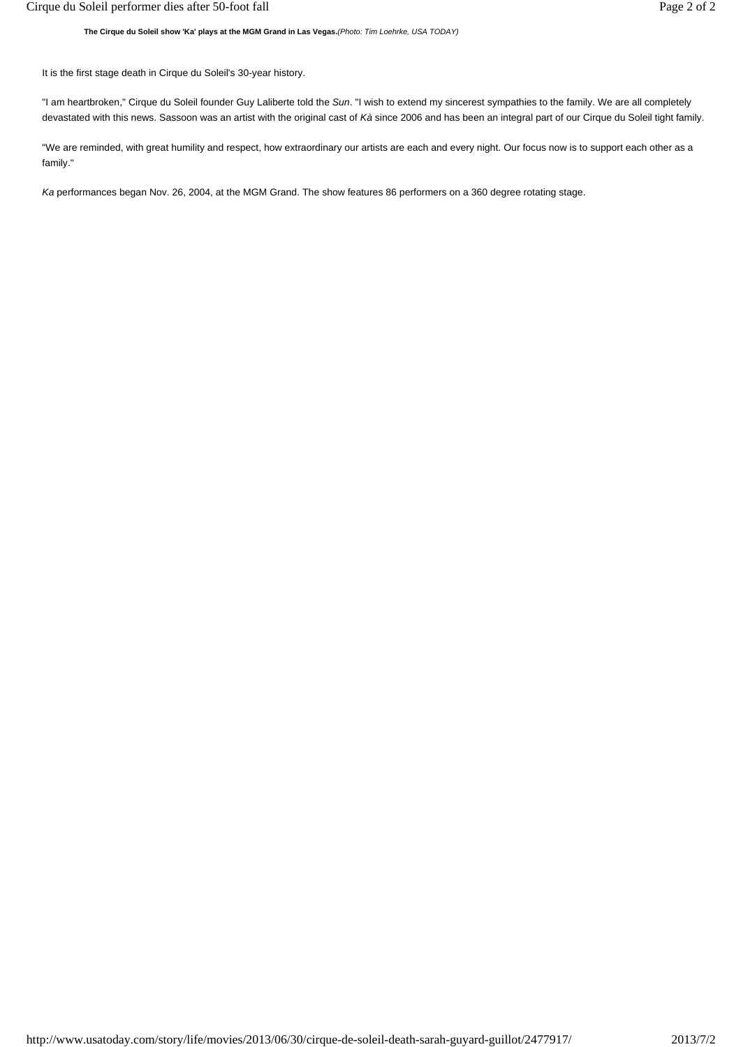**The Cirque du Soleil show 'Ka' plays at the MGM Grand in Las Vegas.***(Photo: Tim Loehrke, USA TODAY)*

It is the first stage death in Cirque du Soleil's 30-year history.

"I am heartbroken," Cirque du Soleil founder Guy Laliberte told the *Sun*. "I wish to extend my sincerest sympathies to the family. We are all completely devastated with this news. Sassoon was an artist with the original cast of *Kà* since 2006 and has been an integral part of our Cirque du Soleil tight family.

"We are reminded, with great humility and respect, how extraordinary our artists are each and every night. Our focus now is to support each other as a family."

*Ka* performances began Nov. 26, 2004, at the MGM Grand. The show features 86 performers on a 360 degree rotating stage.